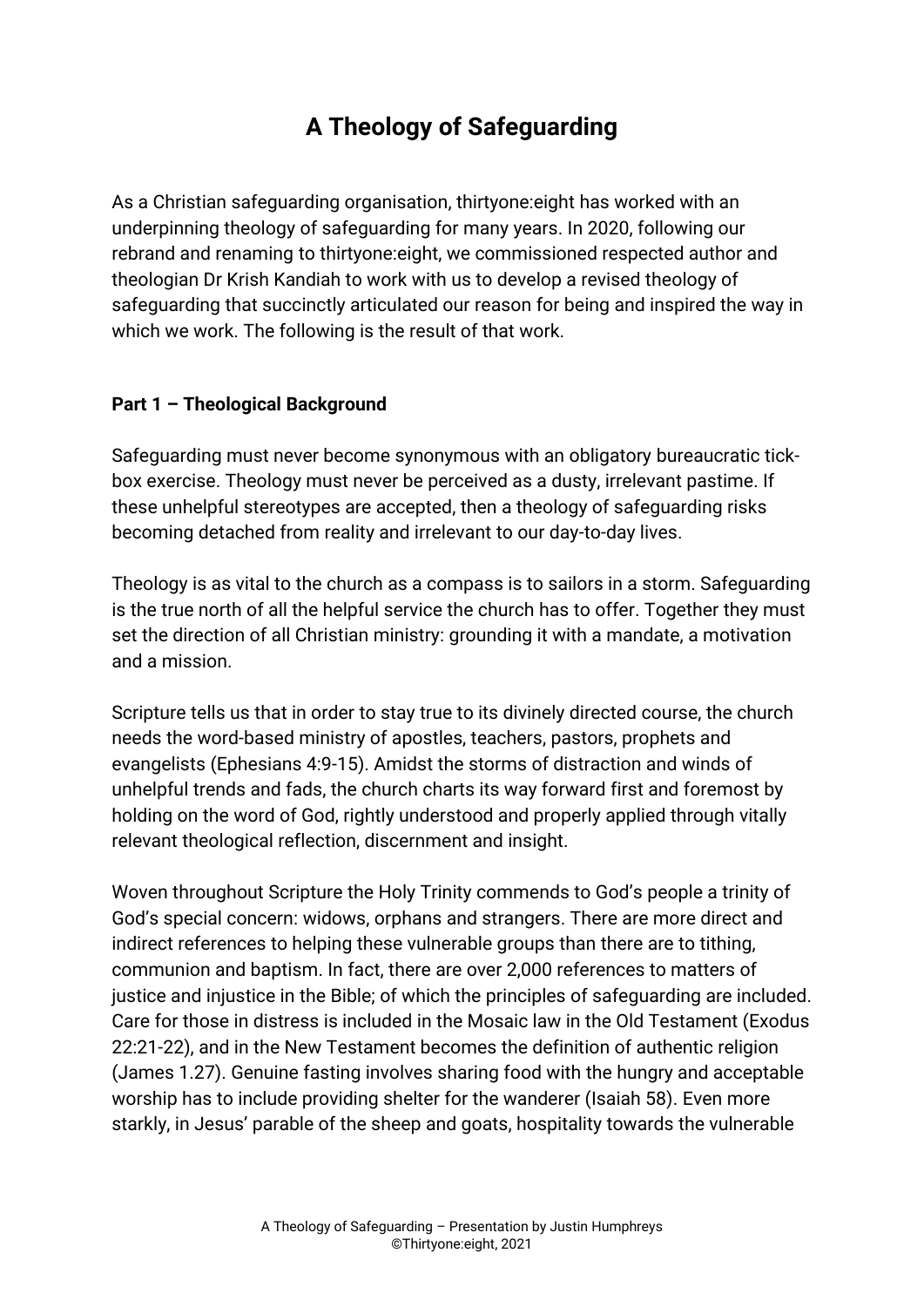# A Theology of Safeguarding

As a Christian safeguarding organisation, thirtyone:eight has worked with an underpinning theology of safeguarding for many years. In 2020, following our rebrand and renaming to thirtyone:eight, we commissioned respected author and theologian Dr Krish Kandiah to work with us to develop a revised theology of safeguarding that succinctly articulated our reason for being and inspired the way in which we work. The following is the result of that work.

**Part 1 – Theological Background**

Safeguarding must never become synonymous with an obligatory bureaucratic tick-box exercise. Theology must never be perceived as a dusty, irrelevant pastime. If these unhelpful stereotypes are accepted, then a theology of safeguarding risks becoming detached from reality and irrelevant to our day-to-day lives.

Theology is as vital to the church as a compass is to sailors in a storm. Safeguarding is the true north of all the helpful service the church has to offer. Together they must set the direction of all Christian ministry: grounding it with a mandate, a motivation and a mission.

Scripture tells us that in order to stay true to its divinely directed course, the church needs the word-based ministry of apostles, teachers, pastors, prophets and evangelists (Ephesians 4:9-15). Amidst the storms of distraction and winds of unhelpful trends and fads, the church charts its way forward first and foremost by holding on the word of God, rightly understood and properly applied through vitally relevant theological reflection, discernment and insight.

Woven throughout Scripture the Holy Trinity commends to God's people a trinity of God's special concern: widows, orphans and strangers. There are more direct and indirect references to helping these vulnerable groups than there are to tithing, communion and baptism. In fact, there are over 2,000 references to matters of justice and injustice in the Bible; of which the principles of safeguarding are included. Care for those in distress is included in the Mosaic law in the Old Testament (Exodus 22:21-22), and in the New Testament becomes the definition of authentic religion (James 1.27). Genuine fasting involves sharing food with the hungry and acceptable worship has to include providing shelter for the wanderer (Isaiah 58). Even more starkly, in Jesus' parable of the sheep and goats, hospitality towards the vulnerable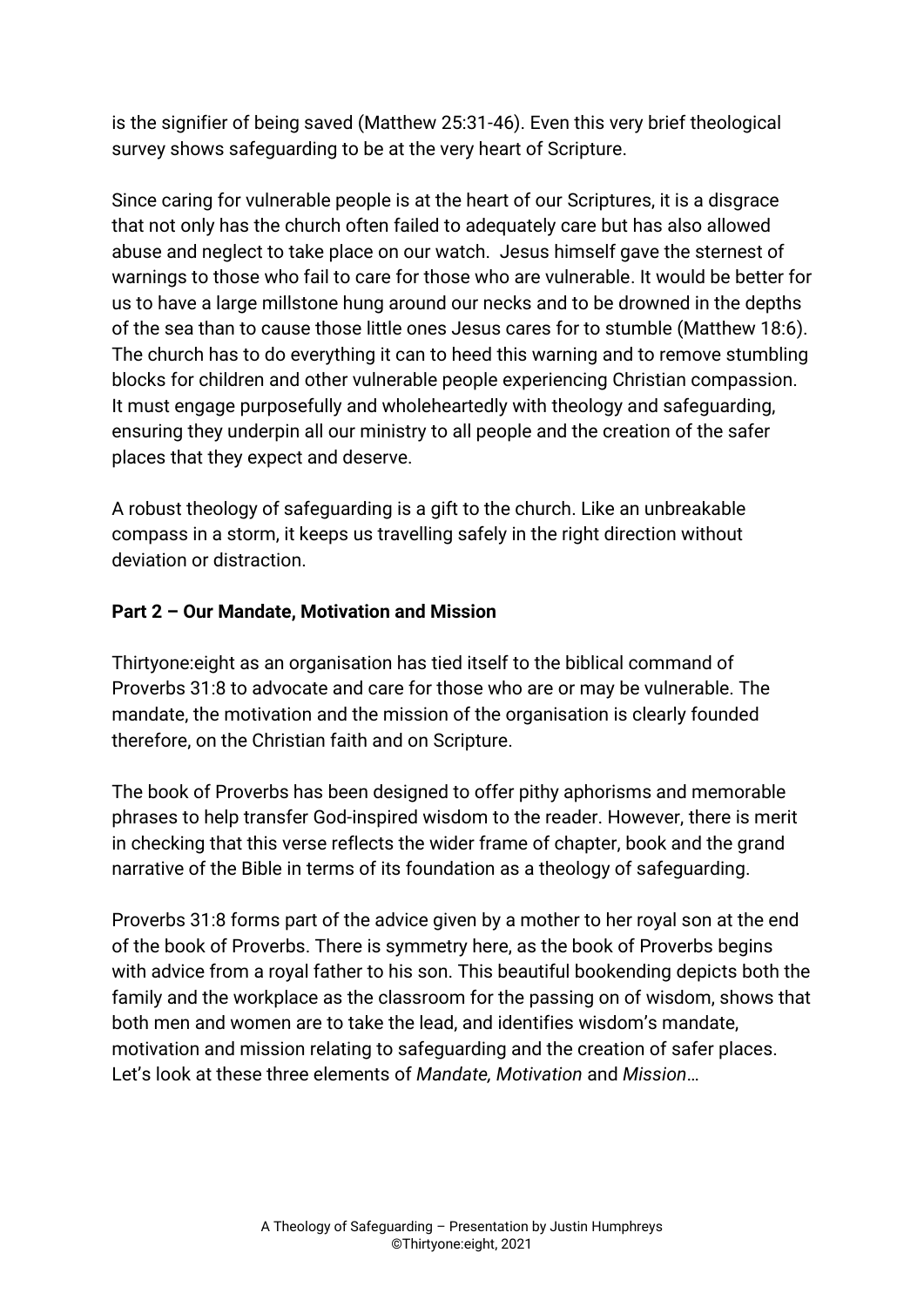is the signifier of being saved (Matthew 25:31-46). Even this very brief theological survey shows safeguarding to be at the very heart of Scripture.

Since caring for vulnerable people is at the heart of our Scriptures, it is a disgrace that not only has the church often failed to adequately care but has also allowed abuse and neglect to take place on our watch. Jesus himself gave the sternest of warnings to those who fail to care for those who are vulnerable. It would be better for us to have a large millstone hung around our necks and to be drowned in the depths of the sea than to cause those little ones Jesus cares for to stumble (Matthew 18:6). The church has to do everything it can to heed this warning and to remove stumbling blocks for children and other vulnerable people experiencing Christian compassion. It must engage purposefully and wholeheartedly with theology and safeguarding, ensuring they underpin all our ministry to all people and the creation of the safer places that they expect and deserve.

A robust theology of safeguarding is a gift to the church. Like an unbreakable compass in a storm, it keeps us travelling safely in the right direction without deviation or distraction.

**Part 2 – Our Mandate, Motivation and Mission**

Thirtyone:eight as an organisation has tied itself to the biblical command of Proverbs 31:8 to advocate and care for those who are or may be vulnerable. The mandate, the motivation and the mission of the organisation is clearly founded therefore, on the Christian faith and on Scripture.

The book of Proverbs has been designed to offer pithy aphorisms and memorable phrases to help transfer God-inspired wisdom to the reader. However, there is merit in checking that this verse reflects the wider frame of chapter, book and the grand narrative of the Bible in terms of its foundation as a theology of safeguarding.

Proverbs 31:8 forms part of the advice given by a mother to her royal son at the end of the book of Proverbs. There is symmetry here, as the book of Proverbs begins with advice from a royal father to his son. This beautiful bookending depicts both the family and the workplace as the classroom for the passing on of wisdom, shows that both men and women are to take the lead, and identifies wisdom's mandate, motivation and mission relating to safeguarding and the creation of safer places. Let's look at these three elements of *Mandate, Motivation* and *Mission*…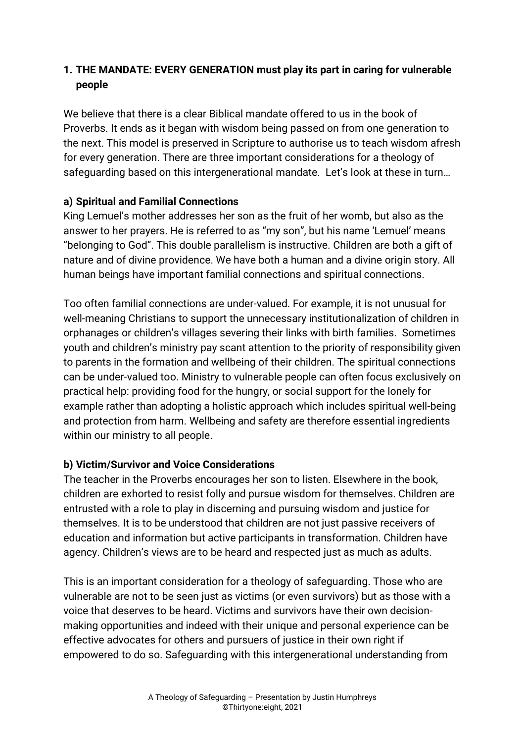1. **THE MANDATE: EVERY GENERATION must play its part in caring for vulnerable people**

We believe that there is a clear Biblical mandate offered to us in the book of Proverbs. It ends as it began with wisdom being passed on from one generation to the next. This model is preserved in Scripture to authorise us to teach wisdom afresh for every generation. There are three important considerations for a theology of safeguarding based on this intergenerational mandate. Let's look at these in turn…

**a) Spiritual and Familial Connections**

King Lemuel's mother addresses her son as the fruit of her womb, but also as the answer to her prayers. He is referred to as "my son", but his name 'Lemuel' means "belonging to God". This double parallelism is instructive. Children are both a gift of nature and of divine providence. We have both a human and a divine origin story. All human beings have important familial connections and spiritual connections.

Too often familial connections are under-valued. For example, it is not unusual for well-meaning Christians to support the unnecessary institutionalization of children in orphanages or children's villages severing their links with birth families. Sometimes youth and children's ministry pay scant attention to the priority of responsibility given to parents in the formation and wellbeing of their children. The spiritual connections can be under-valued too. Ministry to vulnerable people can often focus exclusively on practical help: providing food for the hungry, or social support for the lonely for example rather than adopting a holistic approach which includes spiritual well-being and protection from harm. Wellbeing and safety are therefore essential ingredients within our ministry to all people.

**b) Victim/Survivor and Voice Considerations**

The teacher in the Proverbs encourages her son to listen. Elsewhere in the book, children are exhorted to resist folly and pursue wisdom for themselves. Children are entrusted with a role to play in discerning and pursuing wisdom and justice for themselves. It is to be understood that children are not just passive receivers of education and information but active participants in transformation. Children have agency. Children's views are to be heard and respected just as much as adults.

This is an important consideration for a theology of safeguarding. Those who are vulnerable are not to be seen just as victims (or even survivors) but as those with a voice that deserves to be heard. Victims and survivors have their own decision-making opportunities and indeed with their unique and personal experience can be effective advocates for others and pursuers of justice in their own right if empowered to do so. Safeguarding with this intergenerational understanding from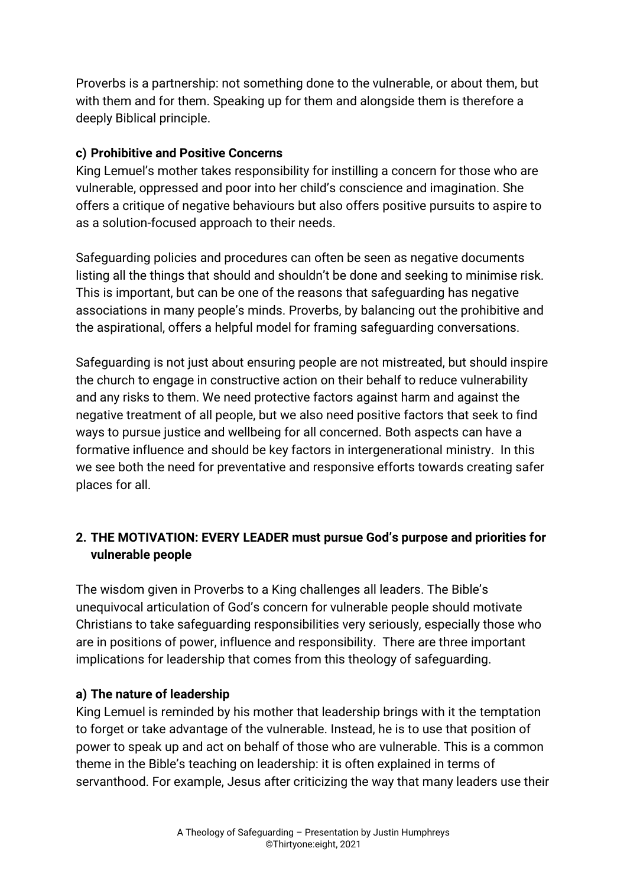Proverbs is a partnership: not something done to the vulnerable, or about them, but with them and for them. Speaking up for them and alongside them is therefore a deeply Biblical principle.

### c) Prohibitive and Positive Concerns

King Lemuel's mother takes responsibility for instilling a concern for those who are vulnerable, oppressed and poor into her child's conscience and imagination. She offers a critique of negative behaviours but also offers positive pursuits to aspire to as a solution-focused approach to their needs.

Safeguarding policies and procedures can often be seen as negative documents listing all the things that should and shouldn't be done and seeking to minimise risk. This is important, but can be one of the reasons that safeguarding has negative associations in many people's minds. Proverbs, by balancing out the prohibitive and the aspirational, offers a helpful model for framing safeguarding conversations.

Safeguarding is not just about ensuring people are not mistreated, but should inspire the church to engage in constructive action on their behalf to reduce vulnerability and any risks to them. We need protective factors against harm and against the negative treatment of all people, but we also need positive factors that seek to find ways to pursue justice and wellbeing for all concerned. Both aspects can have a formative influence and should be key factors in intergenerational ministry. In this we see both the need for preventative and responsive efforts towards creating safer places for all.

## 2. THE MOTIVATION: EVERY LEADER must pursue God's purpose and priorities for vulnerable people

The wisdom given in Proverbs to a King challenges all leaders. The Bible's unequivocal articulation of God's concern for vulnerable people should motivate Christians to take safeguarding responsibilities very seriously, especially those who are in positions of power, influence and responsibility. There are three important implications for leadership that comes from this theology of safeguarding.

### a) The nature of leadership

King Lemuel is reminded by his mother that leadership brings with it the temptation to forget or take advantage of the vulnerable. Instead, he is to use that position of power to speak up and act on behalf of those who are vulnerable. This is a common theme in the Bible's teaching on leadership: it is often explained in terms of servanthood. For example, Jesus after criticizing the way that many leaders use their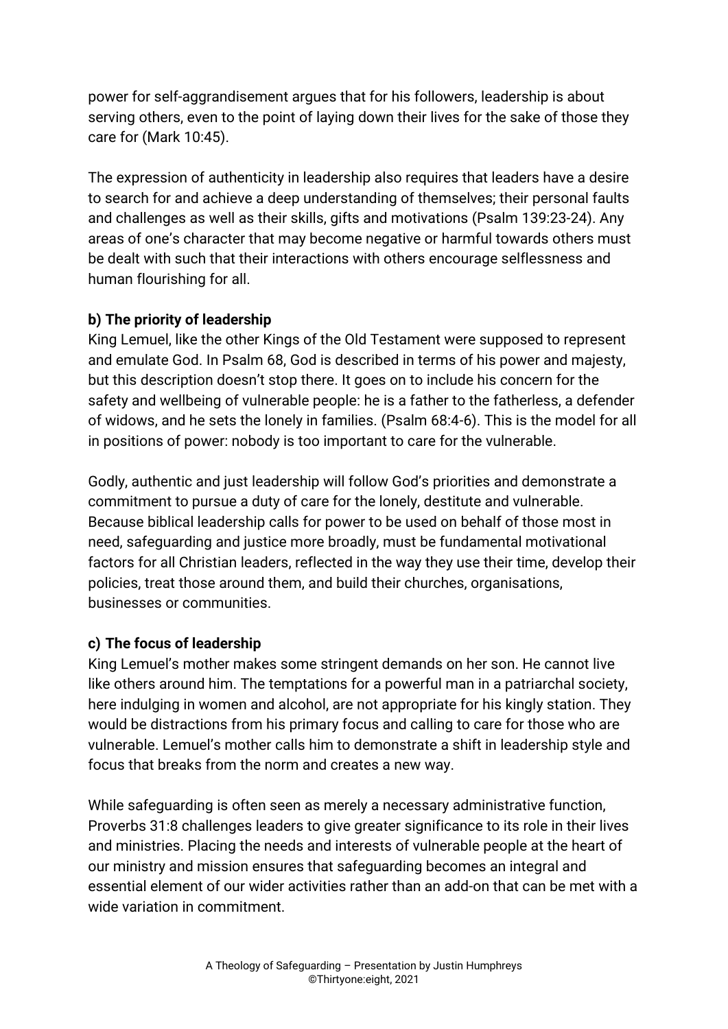power for self-aggrandisement argues that for his followers, leadership is about serving others, even to the point of laying down their lives for the sake of those they care for (Mark 10:45).

The expression of authenticity in leadership also requires that leaders have a desire to search for and achieve a deep understanding of themselves; their personal faults and challenges as well as their skills, gifts and motivations (Psalm 139:23-24). Any areas of one's character that may become negative or harmful towards others must be dealt with such that their interactions with others encourage selflessness and human flourishing for all.

**b) The priority of leadership**

King Lemuel, like the other Kings of the Old Testament were supposed to represent and emulate God. In Psalm 68, God is described in terms of his power and majesty, but this description doesn't stop there. It goes on to include his concern for the safety and wellbeing of vulnerable people: he is a father to the fatherless, a defender of widows, and he sets the lonely in families. (Psalm 68:4-6). This is the model for all in positions of power: nobody is too important to care for the vulnerable.

Godly, authentic and just leadership will follow God's priorities and demonstrate a commitment to pursue a duty of care for the lonely, destitute and vulnerable. Because biblical leadership calls for power to be used on behalf of those most in need, safeguarding and justice more broadly, must be fundamental motivational factors for all Christian leaders, reflected in the way they use their time, develop their policies, treat those around them, and build their churches, organisations, businesses or communities.

**c) The focus of leadership**

King Lemuel's mother makes some stringent demands on her son. He cannot live like others around him. The temptations for a powerful man in a patriarchal society, here indulging in women and alcohol, are not appropriate for his kingly station. They would be distractions from his primary focus and calling to care for those who are vulnerable. Lemuel's mother calls him to demonstrate a shift in leadership style and focus that breaks from the norm and creates a new way.

While safeguarding is often seen as merely a necessary administrative function, Proverbs 31:8 challenges leaders to give greater significance to its role in their lives and ministries. Placing the needs and interests of vulnerable people at the heart of our ministry and mission ensures that safeguarding becomes an integral and essential element of our wider activities rather than an add-on that can be met with a wide variation in commitment.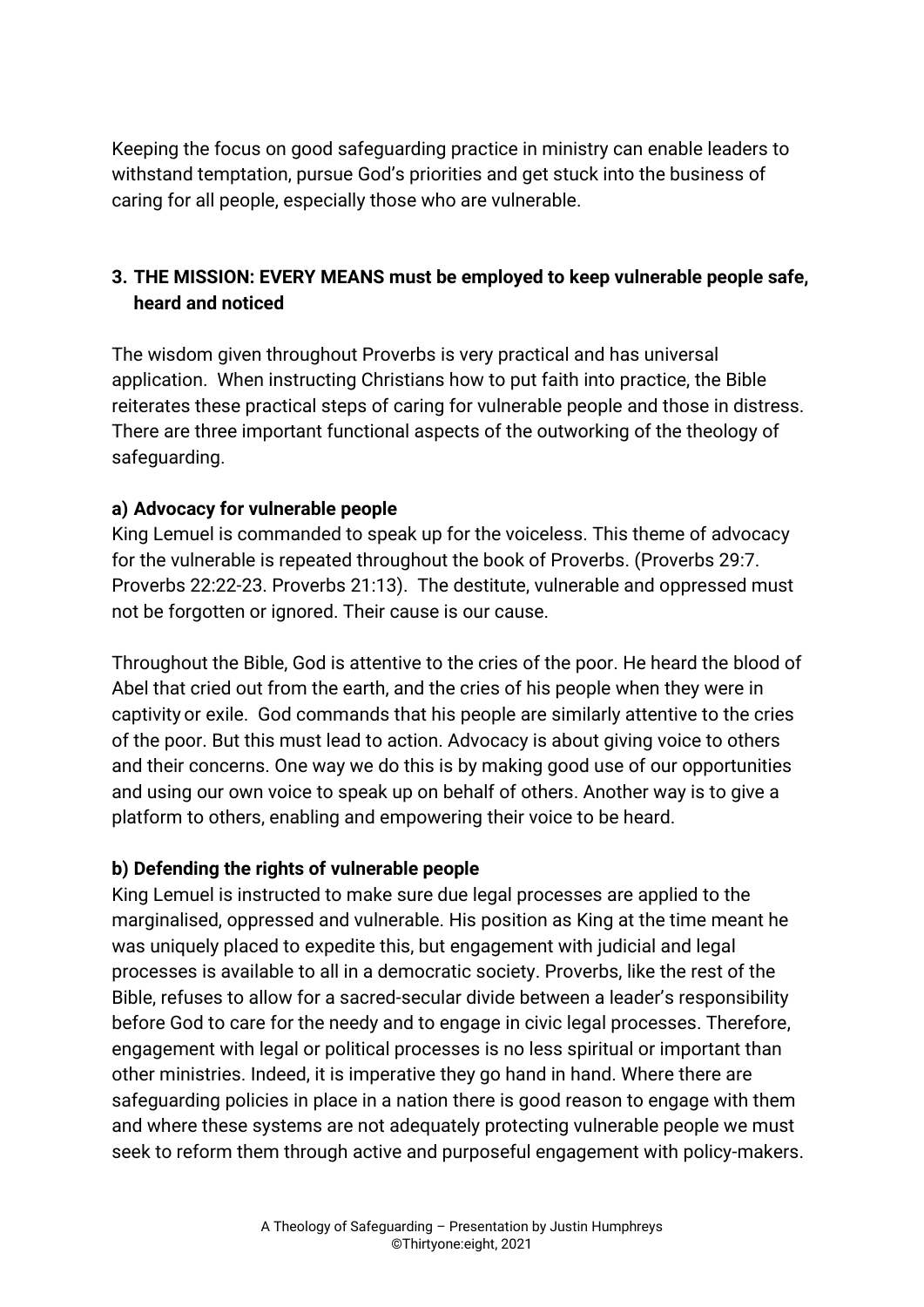Keeping the focus on good safeguarding practice in ministry can enable leaders to withstand temptation, pursue God's priorities and get stuck into the business of caring for all people, especially those who are vulnerable.

### 3. THE MISSION: EVERY MEANS must be employed to keep vulnerable people safe, heard and noticed

The wisdom given throughout Proverbs is very practical and has universal application. When instructing Christians how to put faith into practice, the Bible reiterates these practical steps of caring for vulnerable people and those in distress. There are three important functional aspects of the outworking of the theology of safeguarding.

#### a) Advocacy for vulnerable people

King Lemuel is commanded to speak up for the voiceless. This theme of advocacy for the vulnerable is repeated throughout the book of Proverbs. (Proverbs 29:7. Proverbs 22:22-23. Proverbs 21:13). The destitute, vulnerable and oppressed must not be forgotten or ignored. Their cause is our cause.

Throughout the Bible, God is attentive to the cries of the poor. He heard the blood of Abel that cried out from the earth, and the cries of his people when they were in captivity or exile. God commands that his people are similarly attentive to the cries of the poor. But this must lead to action. Advocacy is about giving voice to others and their concerns. One way we do this is by making good use of our opportunities and using our own voice to speak up on behalf of others. Another way is to give a platform to others, enabling and empowering their voice to be heard.

#### b) Defending the rights of vulnerable people

King Lemuel is instructed to make sure due legal processes are applied to the marginalised, oppressed and vulnerable. His position as King at the time meant he was uniquely placed to expedite this, but engagement with judicial and legal processes is available to all in a democratic society. Proverbs, like the rest of the Bible, refuses to allow for a sacred-secular divide between a leader's responsibility before God to care for the needy and to engage in civic legal processes. Therefore, engagement with legal or political processes is no less spiritual or important than other ministries. Indeed, it is imperative they go hand in hand. Where there are safeguarding policies in place in a nation there is good reason to engage with them and where these systems are not adequately protecting vulnerable people we must seek to reform them through active and purposeful engagement with policy-makers.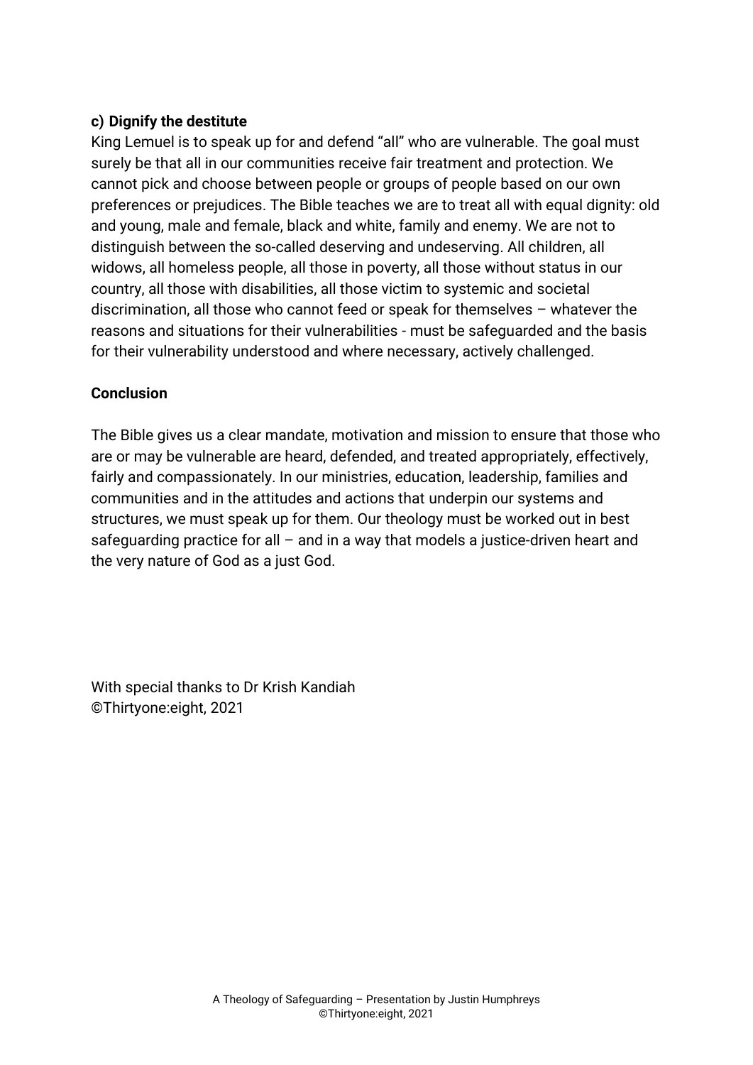**c) Dignify the destitute**

King Lemuel is to speak up for and defend "all" who are vulnerable. The goal must surely be that all in our communities receive fair treatment and protection. We cannot pick and choose between people or groups of people based on our own preferences or prejudices. The Bible teaches we are to treat all with equal dignity: old and young, male and female, black and white, family and enemy. We are not to distinguish between the so-called deserving and undeserving. All children, all widows, all homeless people, all those in poverty, all those without status in our country, all those with disabilities, all those victim to systemic and societal discrimination, all those who cannot feed or speak for themselves – whatever the reasons and situations for their vulnerabilities - must be safeguarded and the basis for their vulnerability understood and where necessary, actively challenged.

**Conclusion**

The Bible gives us a clear mandate, motivation and mission to ensure that those who are or may be vulnerable are heard, defended, and treated appropriately, effectively, fairly and compassionately. In our ministries, education, leadership, families and communities and in the attitudes and actions that underpin our systems and structures, we must speak up for them. Our theology must be worked out in best safeguarding practice for all – and in a way that models a justice-driven heart and the very nature of God as a just God.

With special thanks to Dr Krish Kandiah
©Thirtyone:eight, 2021